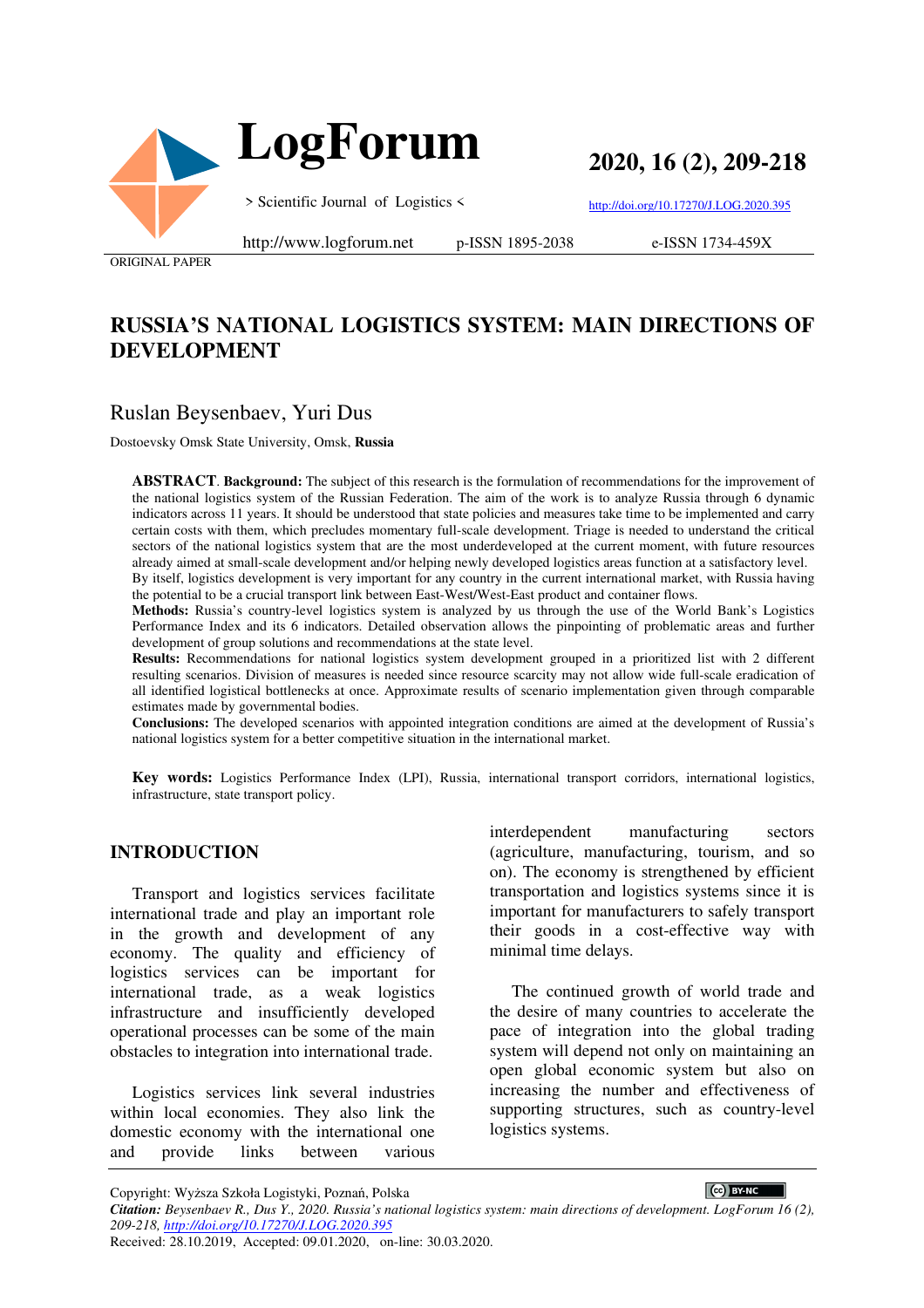ORIGINAL PAPER

# RUSSIA'S NATIONAL LOGISTICS SYSTEM: MAIN DIRECTIONS OF DEVELOPMENT

Ruslan Beysenbaev, Yuri Dus

Dostoevsky Omsk State University, Omsk, **Russia**

**ABSTRACT**. **Background:** The subject of this research is the formulation of recommendations for the improvement of the national logistics system of the Russian Federation. The aim of the work is to analyze Russia through 6 dynamic indicators across 11 years. It should be understood that state policies and measures take time to be implemented and carry certain costs with them, which precludes momentary full-scale development. Triage is needed to understand the critical sectors of the national logistics system that are the most underdeveloped at the current moment, with future resources already aimed at small-scale development and/or helping newly developed logistics areas function at a satisfactory level. By itself, logistics development is very important for any country in the current international market, with Russia having the potential to be a crucial transport link between East-West/West-East product and container flows.

**Methods:** Russia's country-level logistics system is analyzed by us through the use of the World Bank's Logistics Performance Index and its 6 indicators. Detailed observation allows the pinpointing of problematic areas and further development of group solutions and recommendations at the state level.

**Results:** Recommendations for national logistics system development grouped in a prioritized list with 2 different resulting scenarios. Division of measures is needed since resource scarcity may not allow wide full-scale eradication of all identified logistical bottlenecks at once. Approximate results of scenario implementation given through comparable estimates made by governmental bodies.

**Conclusions:** The developed scenarios with appointed integration conditions are aimed at the development of Russia's national logistics system for a better competitive situation in the international market.

**Key words:** Logistics Performance Index (LPI), Russia, international transport corridors, international logistics, infrastructure, state transport policy.

## INTRODUCTION

Transport and logistics services facilitate international trade and play an important role in the growth and development of any economy. The quality and efficiency of logistics services can be important for international trade, as a weak logistics infrastructure and insufficiently developed operational processes can be some of the main obstacles to integration into international trade.

Logistics services link several industries within local economies. They also link the domestic economy with the international one and provide links between various interdependent manufacturing sectors (agriculture, manufacturing, tourism, and so on). The economy is strengthened by efficient transportation and logistics systems since it is important for manufacturers to safely transport their goods in a cost-effective way with minimal time delays.

The continued growth of world trade and the desire of many countries to accelerate the pace of integration into the global trading system will depend not only on maintaining an open global economic system but also on increasing the number and effectiveness of supporting structures, such as country-level logistics systems.

Copyright: Wyższa Szkoła Logistyki, Poznań, Polska

***Citation:*** *Beysenbaev R., Dus Y., 2020. Russia's national logistics system: main directions of development. LogForum 16 (2), 209-218, http://doi.org/10.17270/J.LOG.2020.395*

Received: 28.10.2019, Accepted: 09.01.2020, on-line: 30.03.2020.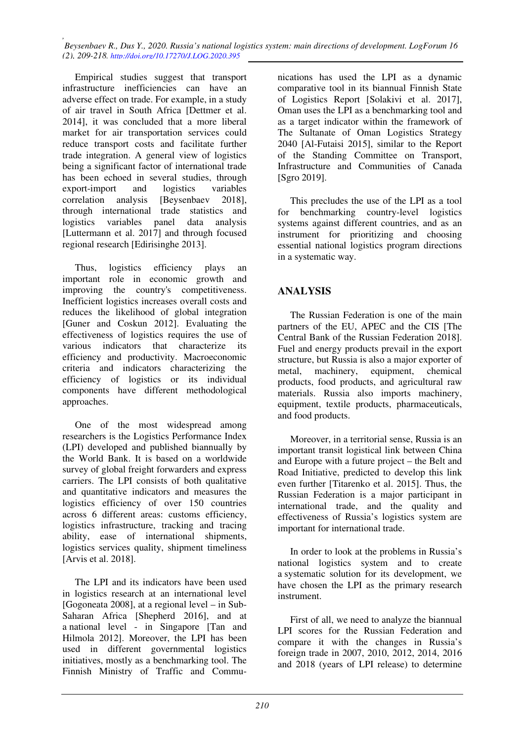Empirical studies suggest that transport infrastructure inefficiencies can have an adverse effect on trade. For example, in a study of air travel in South Africa [Dettmer et al. 2014], it was concluded that a more liberal market for air transportation services could reduce transport costs and facilitate further trade integration. A general view of logistics being a significant factor of international trade has been echoed in several studies, through export-import and logistics variables correlation analysis [Beysenbaev 2018], through international trade statistics and logistics variables panel data analysis [Luttermann et al. 2017] and through focused regional research [Edirisinghe 2013].

Thus, logistics efficiency plays an important role in economic growth and improving the country's competitiveness. Inefficient logistics increases overall costs and reduces the likelihood of global integration [Guner and Coskun 2012]. Evaluating the effectiveness of logistics requires the use of various indicators that characterize its efficiency and productivity. Macroeconomic criteria and indicators characterizing the efficiency of logistics or its individual components have different methodological approaches.

One of the most widespread among researchers is the Logistics Performance Index (LPI) developed and published biannually by the World Bank. It is based on a worldwide survey of global freight forwarders and express carriers. The LPI consists of both qualitative and quantitative indicators and measures the logistics efficiency of over 150 countries across 6 different areas: customs efficiency, logistics infrastructure, tracking and tracing ability, ease of international shipments, logistics services quality, shipment timeliness [Arvis et al. 2018].

The LPI and its indicators have been used in logistics research at an international level [Gogoneata 2008], at a regional level – in Sub-Saharan Africa [Shepherd 2016], and at a national level - in Singapore [Tan and Hilmola 2012]. Moreover, the LPI has been used in different governmental logistics initiatives, mostly as a benchmarking tool. The Finnish Ministry of Traffic and Communications has used the LPI as a dynamic comparative tool in its biannual Finnish State of Logistics Report [Solakivi et al. 2017], Oman uses the LPI as a benchmarking tool and as a target indicator within the framework of The Sultanate of Oman Logistics Strategy 2040 [Al-Futaisi 2015], similar to the Report of the Standing Committee on Transport, Infrastructure and Communities of Canada [Sgro 2019].

This precludes the use of the LPI as a tool for benchmarking country-level logistics systems against different countries, and as an instrument for prioritizing and choosing essential national logistics program directions in a systematic way.

## ANALYSIS

The Russian Federation is one of the main partners of the EU, APEC and the CIS [The Central Bank of the Russian Federation 2018]. Fuel and energy products prevail in the export structure, but Russia is also a major exporter of metal, machinery, equipment, chemical products, food products, and agricultural raw materials. Russia also imports machinery, equipment, textile products, pharmaceuticals, and food products.

Moreover, in a territorial sense, Russia is an important transit logistical link between China and Europe with a future project – the Belt and Road Initiative, predicted to develop this link even further [Titarenko et al. 2015]. Thus, the Russian Federation is a major participant in international trade, and the quality and effectiveness of Russia's logistics system are important for international trade.

In order to look at the problems in Russia's national logistics system and to create a systematic solution for its development, we have chosen the LPI as the primary research instrument.

First of all, we need to analyze the biannual LPI scores for the Russian Federation and compare it with the changes in Russia's foreign trade in 2007, 2010, 2012, 2014, 2016 and 2018 (years of LPI release) to determine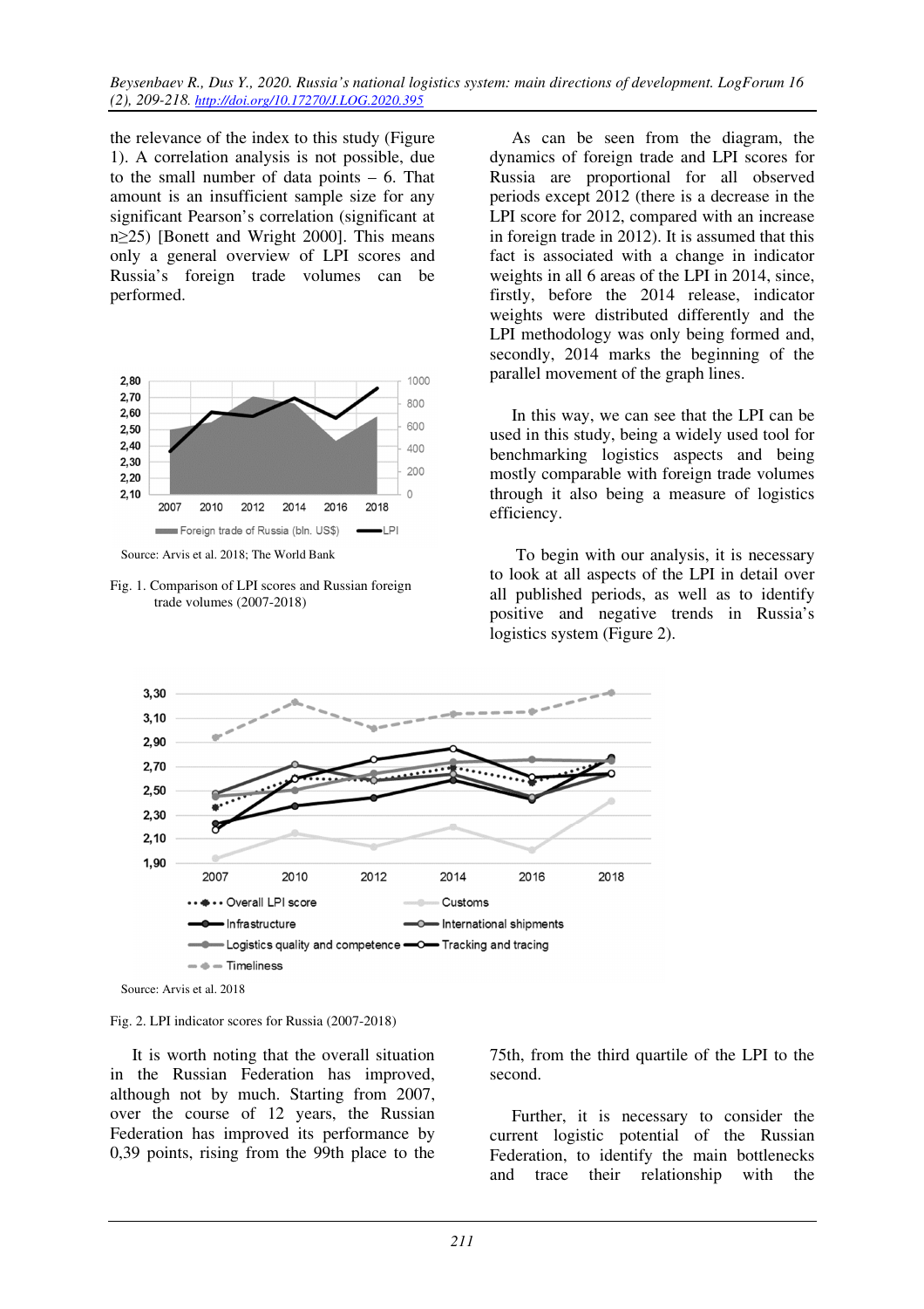the relevance of the index to this study (Figure 1). A correlation analysis is not possible, due to the small number of data points – 6. That amount is an insufficient sample size for any significant Pearson's correlation (significant at n≥25) [Bonett and Wright 2000]. This means only a general overview of LPI scores and Russia's foreign trade volumes can be performed.

Source: Arvis et al. 2018; The World Bank

Fig. 1. Comparison of LPI scores and Russian foreign trade volumes (2007-2018)

As can be seen from the diagram, the dynamics of foreign trade and LPI scores for Russia are proportional for all observed periods except 2012 (there is a decrease in the LPI score for 2012, compared with an increase in foreign trade in 2012). It is assumed that this fact is associated with a change in indicator weights in all 6 areas of the LPI in 2014, since, firstly, before the 2014 release, indicator weights were distributed differently and the LPI methodology was only being formed and, secondly, 2014 marks the beginning of the parallel movement of the graph lines.

In this way, we can see that the LPI can be used in this study, being a widely used tool for benchmarking logistics aspects and being mostly comparable with foreign trade volumes through it also being a measure of logistics efficiency.

To begin with our analysis, it is necessary to look at all aspects of the LPI in detail over all published periods, as well as to identify positive and negative trends in Russia's logistics system (Figure 2).

Source: Arvis et al. 2018

Fig. 2. LPI indicator scores for Russia (2007-2018)

It is worth noting that the overall situation in the Russian Federation has improved, although not by much. Starting from 2007, over the course of 12 years, the Russian Federation has improved its performance by 0,39 points, rising from the 99th place to the 75th, from the third quartile of the LPI to the second.

Further, it is necessary to consider the current logistic potential of the Russian Federation, to identify the main bottlenecks and trace their relationship with the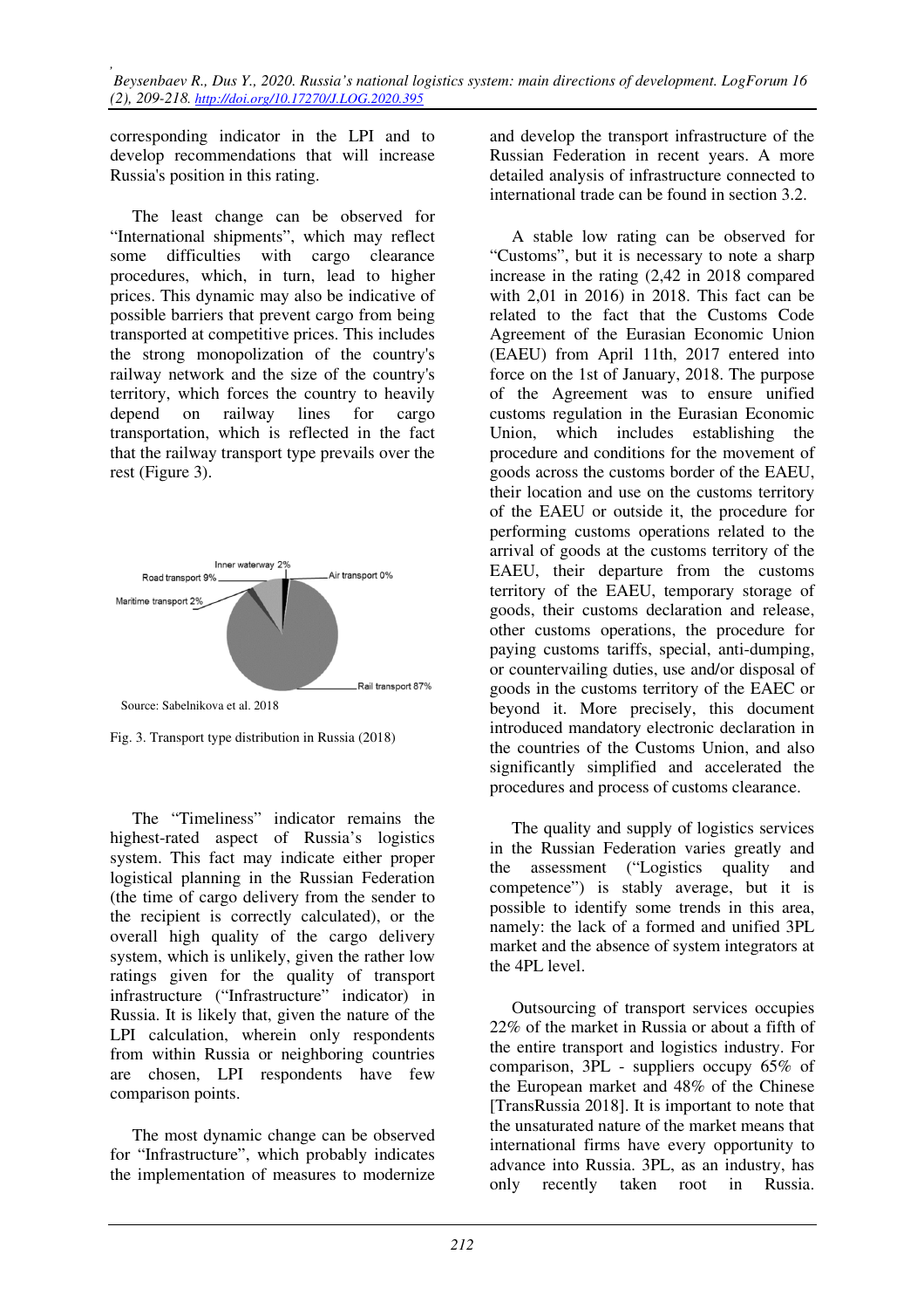corresponding indicator in the LPI and to develop recommendations that will increase Russia's position in this rating.

The least change can be observed for "International shipments", which may reflect some difficulties with cargo clearance procedures, which, in turn, lead to higher prices. This dynamic may also be indicative of possible barriers that prevent cargo from being transported at competitive prices. This includes the strong monopolization of the country's railway network and the size of the country's territory, which forces the country to heavily depend on railway lines for cargo transportation, which is reflected in the fact that the railway transport type prevails over the rest (Figure 3).

Inner waterway 2%
Road transport 9%
Air transport 0%
Maritime transport 2%
Rail transport 87%

Source: Sabelnikova et al. 2018

Fig. 3. Transport type distribution in Russia (2018)

The "Timeliness" indicator remains the highest-rated aspect of Russia's logistics system. This fact may indicate either proper logistical planning in the Russian Federation (the time of cargo delivery from the sender to the recipient is correctly calculated), or the overall high quality of the cargo delivery system, which is unlikely, given the rather low ratings given for the quality of transport infrastructure ("Infrastructure" indicator) in Russia. It is likely that, given the nature of the LPI calculation, wherein only respondents from within Russia or neighboring countries are chosen, LPI respondents have few comparison points.

The most dynamic change can be observed for "Infrastructure", which probably indicates the implementation of measures to modernize and develop the transport infrastructure of the Russian Federation in recent years. A more detailed analysis of infrastructure connected to international trade can be found in section 3.2.

A stable low rating can be observed for "Customs", but it is necessary to note a sharp increase in the rating (2,42 in 2018 compared with 2,01 in 2016) in 2018. This fact can be related to the fact that the Customs Code Agreement of the Eurasian Economic Union (EAEU) from April 11th, 2017 entered into force on the 1st of January, 2018. The purpose of the Agreement was to ensure unified customs regulation in the Eurasian Economic Union, which includes establishing the procedure and conditions for the movement of goods across the customs border of the EAEU, their location and use on the customs territory of the EAEU or outside it, the procedure for performing customs operations related to the arrival of goods at the customs territory of the EAEU, their departure from the customs territory of the EAEU, temporary storage of goods, their customs declaration and release, other customs operations, the procedure for paying customs tariffs, special, anti-dumping, or countervailing duties, use and/or disposal of goods in the customs territory of the EAEC or beyond it. More precisely, this document introduced mandatory electronic declaration in the countries of the Customs Union, and also significantly simplified and accelerated the procedures and process of customs clearance.

The quality and supply of logistics services in the Russian Federation varies greatly and the assessment ("Logistics quality and competence") is stably average, but it is possible to identify some trends in this area, namely: the lack of a formed and unified 3PL market and the absence of system integrators at the 4PL level.

Outsourcing of transport services occupies 22% of the market in Russia or about a fifth of the entire transport and logistics industry. For comparison, 3PL - suppliers occupy 65% of the European market and 48% of the Chinese [TransRussia 2018]. It is important to note that the unsaturated nature of the market means that international firms have every opportunity to advance into Russia. 3PL, as an industry, has only recently taken root in Russia.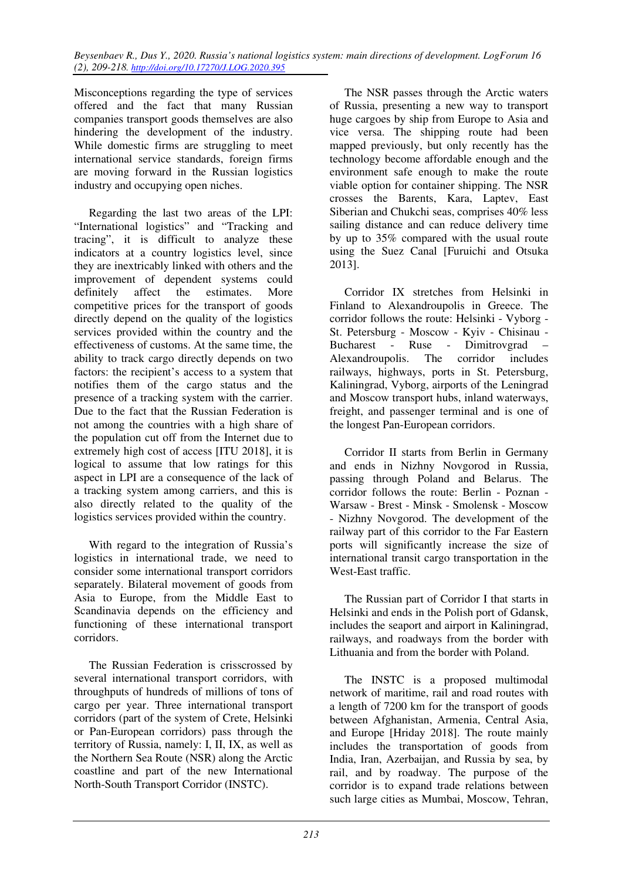Misconceptions regarding the type of services offered and the fact that many Russian companies transport goods themselves are also hindering the development of the industry. While domestic firms are struggling to meet international service standards, foreign firms are moving forward in the Russian logistics industry and occupying open niches.

Regarding the last two areas of the LPI: "International logistics" and "Tracking and tracing", it is difficult to analyze these indicators at a country logistics level, since they are inextricably linked with others and the improvement of dependent systems could definitely affect the estimates. More competitive prices for the transport of goods directly depend on the quality of the logistics services provided within the country and the effectiveness of customs. At the same time, the ability to track cargo directly depends on two factors: the recipient's access to a system that notifies them of the cargo status and the presence of a tracking system with the carrier. Due to the fact that the Russian Federation is not among the countries with a high share of the population cut off from the Internet due to extremely high cost of access [ITU 2018], it is logical to assume that low ratings for this aspect in LPI are a consequence of the lack of a tracking system among carriers, and this is also directly related to the quality of the logistics services provided within the country.

With regard to the integration of Russia's logistics in international trade, we need to consider some international transport corridors separately. Bilateral movement of goods from Asia to Europe, from the Middle East to Scandinavia depends on the efficiency and functioning of these international transport corridors.

The Russian Federation is crisscrossed by several international transport corridors, with throughputs of hundreds of millions of tons of cargo per year. Three international transport corridors (part of the system of Crete, Helsinki or Pan-European corridors) pass through the territory of Russia, namely: I, II, IX, as well as the Northern Sea Route (NSR) along the Arctic coastline and part of the new International North-South Transport Corridor (INSTC).

The NSR passes through the Arctic waters of Russia, presenting a new way to transport huge cargoes by ship from Europe to Asia and vice versa. The shipping route had been mapped previously, but only recently has the technology become affordable enough and the environment safe enough to make the route viable option for container shipping. The NSR crosses the Barents, Kara, Laptev, East Siberian and Chukchi seas, comprises 40% less sailing distance and can reduce delivery time by up to 35% compared with the usual route using the Suez Canal [Furuichi and Otsuka 2013].

Corridor IX stretches from Helsinki in Finland to Alexandroupolis in Greece. The corridor follows the route: Helsinki - Vyborg - St. Petersburg - Moscow - Kyiv - Chisinau - Bucharest - Ruse - Dimitrovgrad – Alexandroupolis. The corridor includes railways, highways, ports in St. Petersburg, Kaliningrad, Vyborg, airports of the Leningrad and Moscow transport hubs, inland waterways, freight, and passenger terminal and is one of the longest Pan-European corridors.

Corridor II starts from Berlin in Germany and ends in Nizhny Novgorod in Russia, passing through Poland and Belarus. The corridor follows the route: Berlin - Poznan - Warsaw - Brest - Minsk - Smolensk - Moscow - Nizhny Novgorod. The development of the railway part of this corridor to the Far Eastern ports will significantly increase the size of international transit cargo transportation in the West-East traffic.

The Russian part of Corridor I that starts in Helsinki and ends in the Polish port of Gdansk, includes the seaport and airport in Kaliningrad, railways, and roadways from the border with Lithuania and from the border with Poland.

The INSTC is a proposed multimodal network of maritime, rail and road routes with a length of 7200 km for the transport of goods between Afghanistan, Armenia, Central Asia, and Europe [Hriday 2018]. The route mainly includes the transportation of goods from India, Iran, Azerbaijan, and Russia by sea, by rail, and by roadway. The purpose of the corridor is to expand trade relations between such large cities as Mumbai, Moscow, Tehran,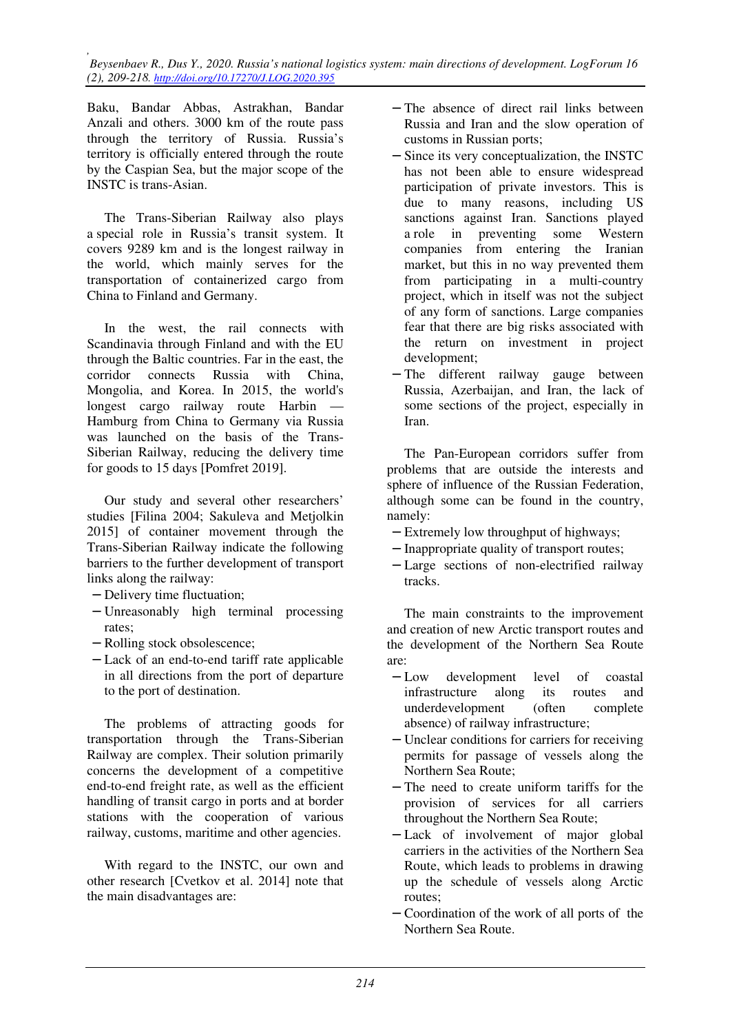Baku, Bandar Abbas, Astrakhan, Bandar Anzali and others. 3000 km of the route pass through the territory of Russia. Russia's territory is officially entered through the route by the Caspian Sea, but the major scope of the INSTC is trans-Asian.

The Trans-Siberian Railway also plays a special role in Russia's transit system. It covers 9289 km and is the longest railway in the world, which mainly serves for the transportation of containerized cargo from China to Finland and Germany.

In the west, the rail connects with Scandinavia through Finland and with the EU through the Baltic countries. Far in the east, the corridor connects Russia with China, Mongolia, and Korea. In 2015, the world's longest cargo railway route Harbin — Hamburg from China to Germany via Russia was launched on the basis of the Trans-Siberian Railway, reducing the delivery time for goods to 15 days [Pomfret 2019].

Our study and several other researchers' studies [Filina 2004; Sakuleva and Metjolkin 2015] of container movement through the Trans-Siberian Railway indicate the following barriers to the further development of transport links along the railway:

- Delivery time fluctuation;
- Unreasonably high terminal processing rates;
- Rolling stock obsolescence;
- Lack of an end-to-end tariff rate applicable in all directions from the port of departure to the port of destination.

The problems of attracting goods for transportation through the Trans-Siberian Railway are complex. Their solution primarily concerns the development of a competitive end-to-end freight rate, as well as the efficient handling of transit cargo in ports and at border stations with the cooperation of various railway, customs, maritime and other agencies.

With regard to the INSTC, our own and other research [Cvetkov et al. 2014] note that the main disadvantages are:

- The absence of direct rail links between Russia and Iran and the slow operation of customs in Russian ports;
- Since its very conceptualization, the INSTC has not been able to ensure widespread participation of private investors. This is due to many reasons, including US sanctions against Iran. Sanctions played a role in preventing some Western companies from entering the Iranian market, but this in no way prevented them from participating in a multi-country project, which in itself was not the subject of any form of sanctions. Large companies fear that there are big risks associated with the return on investment in project development;
- The different railway gauge between Russia, Azerbaijan, and Iran, the lack of some sections of the project, especially in Iran.

The Pan-European corridors suffer from problems that are outside the interests and sphere of influence of the Russian Federation, although some can be found in the country, namely:

- Extremely low throughput of highways;
- Inappropriate quality of transport routes;
- Large sections of non-electrified railway tracks.

The main constraints to the improvement and creation of new Arctic transport routes and the development of the Northern Sea Route are:

- Low development level of coastal infrastructure along its routes and underdevelopment (often complete absence) of railway infrastructure;
- Unclear conditions for carriers for receiving permits for passage of vessels along the Northern Sea Route;
- The need to create uniform tariffs for the provision of services for all carriers throughout the Northern Sea Route;
- Lack of involvement of major global carriers in the activities of the Northern Sea Route, which leads to problems in drawing up the schedule of vessels along Arctic routes;
- Coordination of the work of all ports of the Northern Sea Route.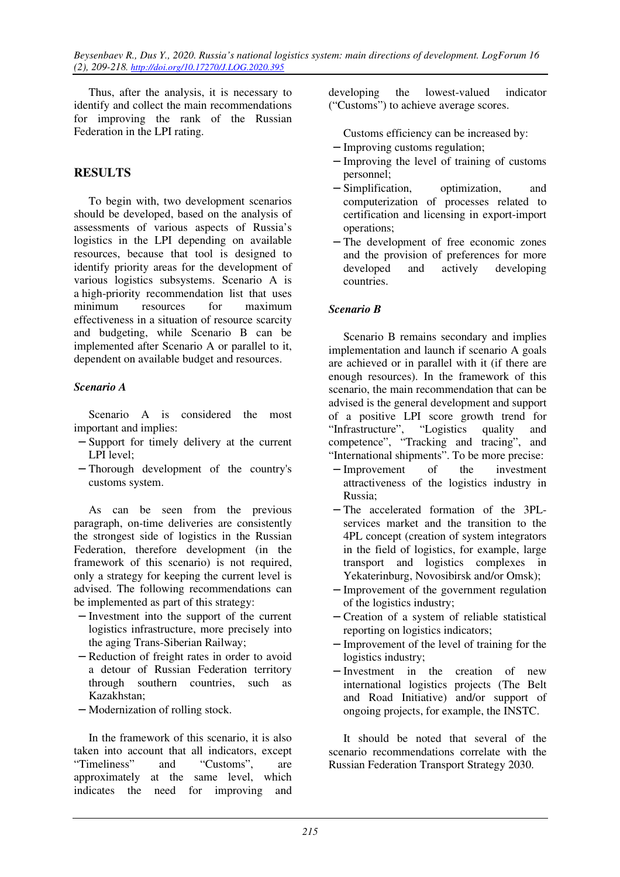Thus, after the analysis, it is necessary to identify and collect the main recommendations for improving the rank of the Russian Federation in the LPI rating.

## RESULTS

To begin with, two development scenarios should be developed, based on the analysis of assessments of various aspects of Russia's logistics in the LPI depending on available resources, because that tool is designed to identify priority areas for the development of various logistics subsystems. Scenario A is a high-priority recommendation list that uses minimum resources for maximum effectiveness in a situation of resource scarcity and budgeting, while Scenario B can be implemented after Scenario A or parallel to it, dependent on available budget and resources.

### *Scenario A*

Scenario A is considered the most important and implies:

- Support for timely delivery at the current LPI level;
- Thorough development of the country's customs system.

As can be seen from the previous paragraph, on-time deliveries are consistently the strongest side of logistics in the Russian Federation, therefore development (in the framework of this scenario) is not required, only a strategy for keeping the current level is advised. The following recommendations can be implemented as part of this strategy:

- Investment into the support of the current logistics infrastructure, more precisely into the aging Trans-Siberian Railway;
- Reduction of freight rates in order to avoid a detour of Russian Federation territory through southern countries, such as Kazakhstan;
- Modernization of rolling stock.

In the framework of this scenario, it is also taken into account that all indicators, except "Timeliness" and "Customs", are approximately at the same level, which indicates the need for improving and developing the lowest-valued indicator ("Customs") to achieve average scores.

Customs efficiency can be increased by:

- Improving customs regulation;
- Improving the level of training of customs personnel;
- Simplification, optimization, and computerization of processes related to certification and licensing in export-import operations;
- The development of free economic zones and the provision of preferences for more developed and actively developing countries.

### *Scenario B*

Scenario B remains secondary and implies implementation and launch if scenario A goals are achieved or in parallel with it (if there are enough resources). In the framework of this scenario, the main recommendation that can be advised is the general development and support of a positive LPI score growth trend for "Infrastructure", "Logistics quality and competence", "Tracking and tracing", and "International shipments". To be more precise:

- Improvement of the investment attractiveness of the logistics industry in Russia;
- The accelerated formation of the 3PL-services market and the transition to the 4PL concept (creation of system integrators in the field of logistics, for example, large transport and logistics complexes in Yekaterinburg, Novosibirsk and/or Omsk);
- Improvement of the government regulation of the logistics industry;
- Creation of a system of reliable statistical reporting on logistics indicators;
- Improvement of the level of training for the logistics industry;
- Investment in the creation of new international logistics projects (The Belt and Road Initiative) and/or support of ongoing projects, for example, the INSTC.

It should be noted that several of the scenario recommendations correlate with the Russian Federation Transport Strategy 2030.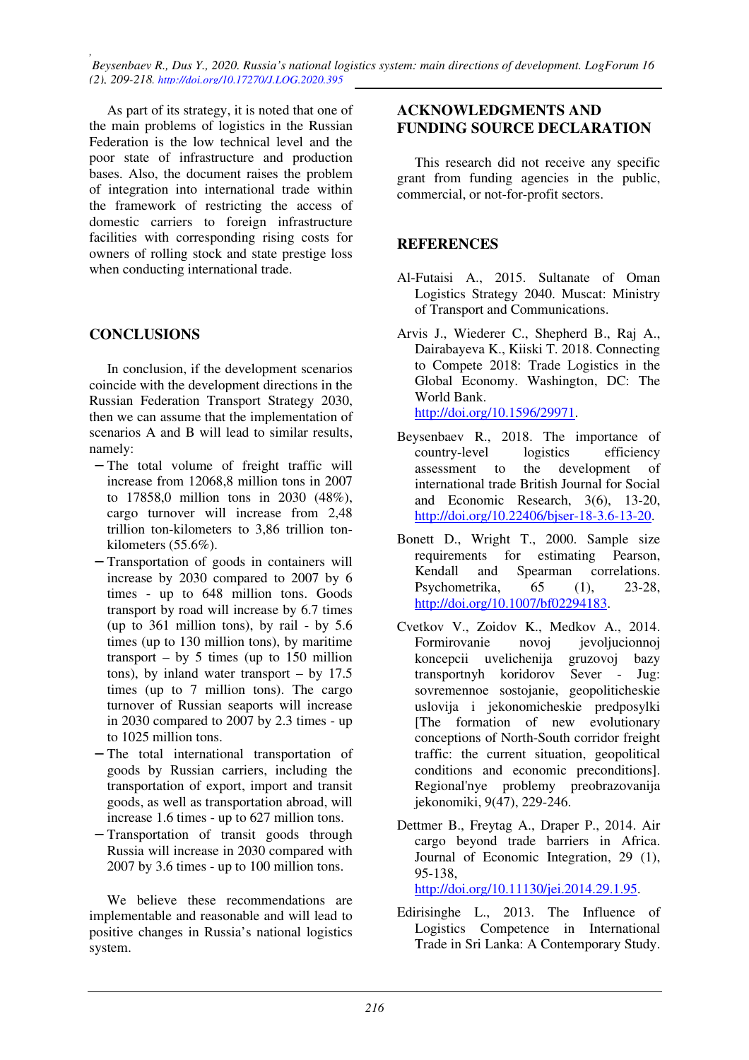As part of its strategy, it is noted that one of the main problems of logistics in the Russian Federation is the low technical level and the poor state of infrastructure and production bases. Also, the document raises the problem of integration into international trade within the framework of restricting the access of domestic carriers to foreign infrastructure facilities with corresponding rising costs for owners of rolling stock and state prestige loss when conducting international trade.

## CONCLUSIONS

In conclusion, if the development scenarios coincide with the development directions in the Russian Federation Transport Strategy 2030, then we can assume that the implementation of scenarios A and B will lead to similar results, namely:

- The total volume of freight traffic will increase from 12068,8 million tons in 2007 to 17858,0 million tons in 2030 (48%), cargo turnover will increase from 2,48 trillion ton-kilometers to 3,86 trillion ton-kilometers (55.6%).
- Transportation of goods in containers will increase by 2030 compared to 2007 by 6 times - up to 648 million tons. Goods transport by road will increase by 6.7 times (up to 361 million tons), by rail - by 5.6 times (up to 130 million tons), by maritime transport – by 5 times (up to 150 million tons), by inland water transport – by 17.5 times (up to 7 million tons). The cargo turnover of Russian seaports will increase in 2030 compared to 2007 by 2.3 times - up to 1025 million tons.
- The total international transportation of goods by Russian carriers, including the transportation of export, import and transit goods, as well as transportation abroad, will increase 1.6 times - up to 627 million tons.
- Transportation of transit goods through Russia will increase in 2030 compared with 2007 by 3.6 times - up to 100 million tons.

We believe these recommendations are implementable and reasonable and will lead to positive changes in Russia's national logistics system.

## ACKNOWLEDGMENTS AND FUNDING SOURCE DECLARATION

This research did not receive any specific grant from funding agencies in the public, commercial, or not-for-profit sectors.

## REFERENCES

Al-Futaisi A., 2015. Sultanate of Oman Logistics Strategy 2040. Muscat: Ministry of Transport and Communications.

Arvis J., Wiederer C., Shepherd B., Raj A., Dairabayeva K., Kiiski T. 2018. Connecting to Compete 2018: Trade Logistics in the Global Economy. Washington, DC: The World Bank. http://doi.org/10.1596/29971.

Beysenbaev R., 2018. The importance of country-level logistics efficiency assessment to the development of international trade British Journal for Social and Economic Research, 3(6), 13-20, http://doi.org/10.22406/bjser-18-3.6-13-20.

Bonett D., Wright T., 2000. Sample size requirements for estimating Pearson, Kendall and Spearman correlations. Psychometrika, 65 (1), 23-28, http://doi.org/10.1007/bf02294183.

Cvetkov V., Zoidov K., Medkov A., 2014. Formirovanie novoj jevoljucionnoj koncepcii uvelichenija gruzovoj bazy transportnyh koridorov Sever - Jug: sovremennoe sostojanie, geopoliticheskie uslovija i jekonomicheskie predposylki [The formation of new evolutionary conceptions of North-South corridor freight traffic: the current situation, geopolitical conditions and economic preconditions]. Regional'nye problemy preobrazovanija jekonomiki, 9(47), 229-246.

Dettmer B., Freytag A., Draper P., 2014. Air cargo beyond trade barriers in Africa. Journal of Economic Integration, 29 (1), 95-138, http://doi.org/10.11130/jei.2014.29.1.95.

Edirisinghe L., 2013. The Influence of Logistics Competence in International Trade in Sri Lanka: A Contemporary Study.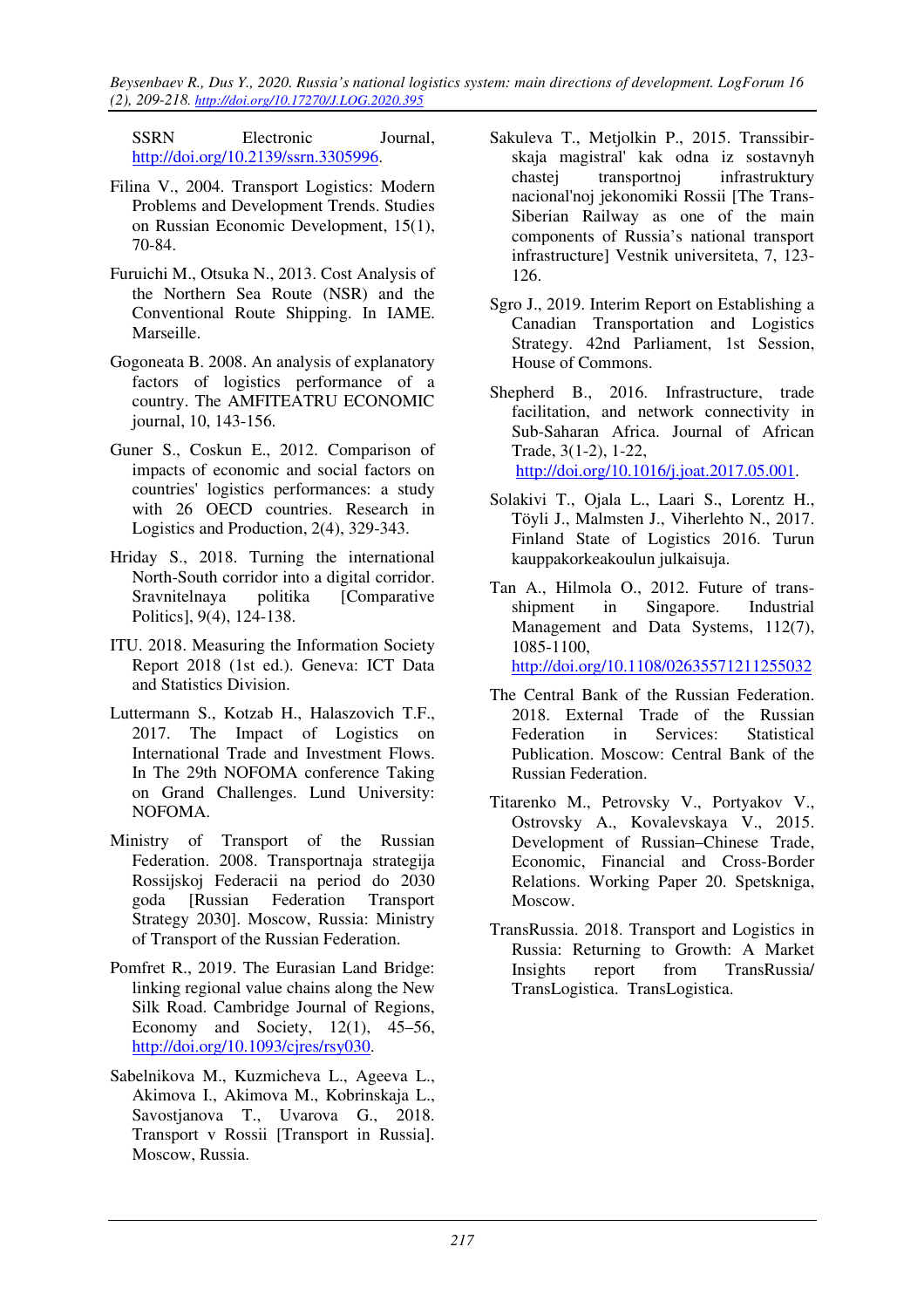SSRN Electronic Journal, http://doi.org/10.2139/ssrn.3305996.

Filina V., 2004. Transport Logistics: Modern Problems and Development Trends. Studies on Russian Economic Development, 15(1), 70-84.

Furuichi M., Otsuka N., 2013. Cost Analysis of the Northern Sea Route (NSR) and the Conventional Route Shipping. In IAME. Marseille.

Gogoneata B. 2008. An analysis of explanatory factors of logistics performance of a country. The AMFITEATRU ECONOMIC journal, 10, 143-156.

Guner S., Coskun E., 2012. Comparison of impacts of economic and social factors on countries' logistics performances: a study with 26 OECD countries. Research in Logistics and Production, 2(4), 329-343.

Hriday S., 2018. Turning the international North-South corridor into a digital corridor. Sravnitelnaya politika [Comparative Politics], 9(4), 124-138.

ITU. 2018. Measuring the Information Society Report 2018 (1st ed.). Geneva: ICT Data and Statistics Division.

Luttermann S., Kotzab H., Halaszovich T.F., 2017. The Impact of Logistics on International Trade and Investment Flows. In The 29th NOFOMA conference Taking on Grand Challenges. Lund University: NOFOMA.

Ministry of Transport of the Russian Federation. 2008. Transportnaja strategija Rossijskoj Federacii na period do 2030 goda [Russian Federation Transport Strategy 2030]. Moscow, Russia: Ministry of Transport of the Russian Federation.

Pomfret R., 2019. The Eurasian Land Bridge: linking regional value chains along the New Silk Road. Cambridge Journal of Regions, Economy and Society, 12(1), 45–56, http://doi.org/10.1093/cjres/rsy030.

Sabelnikova M., Kuzmicheva L., Ageeva L., Akimova I., Akimova M., Kobrinskaja L., Savostjanova T., Uvarova G., 2018. Transport v Rossii [Transport in Russia]. Moscow, Russia.

Sakuleva T., Metjolkin P., 2015. Transsibirskaja magistral' kak odna iz sostavnyh chastej transportnoj infrastruktury nacional'noj jekonomiki Rossii [The Trans-Siberian Railway as one of the main components of Russia's national transport infrastructure] Vestnik universiteta, 7, 123-126.

Sgro J., 2019. Interim Report on Establishing a Canadian Transportation and Logistics Strategy. 42nd Parliament, 1st Session, House of Commons.

Shepherd B., 2016. Infrastructure, trade facilitation, and network connectivity in Sub-Saharan Africa. Journal of African Trade, 3(1-2), 1-22, http://doi.org/10.1016/j.joat.2017.05.001.

Solakivi T., Ojala L., Laari S., Lorentz H., Töyli J., Malmsten J., Viherlehto N., 2017. Finland State of Logistics 2016. Turun kauppakorkeakoulun julkaisuja.

Tan A., Hilmola O., 2012. Future of transshipment in Singapore. Industrial Management and Data Systems, 112(7), 1085-1100, http://doi.org/10.1108/02635571211255032

The Central Bank of the Russian Federation. 2018. External Trade of the Russian Federation in Services: Statistical Publication. Moscow: Central Bank of the Russian Federation.

Titarenko M., Petrovsky V., Portyakov V., Ostrovsky A., Kovalevskaya V., 2015. Development of Russian–Chinese Trade, Economic, Financial and Cross-Border Relations. Working Paper 20. Spetskniga, Moscow.

TransRussia. 2018. Transport and Logistics in Russia: Returning to Growth: A Market Insights report from TransRussia/ TransLogistica. TransLogistica.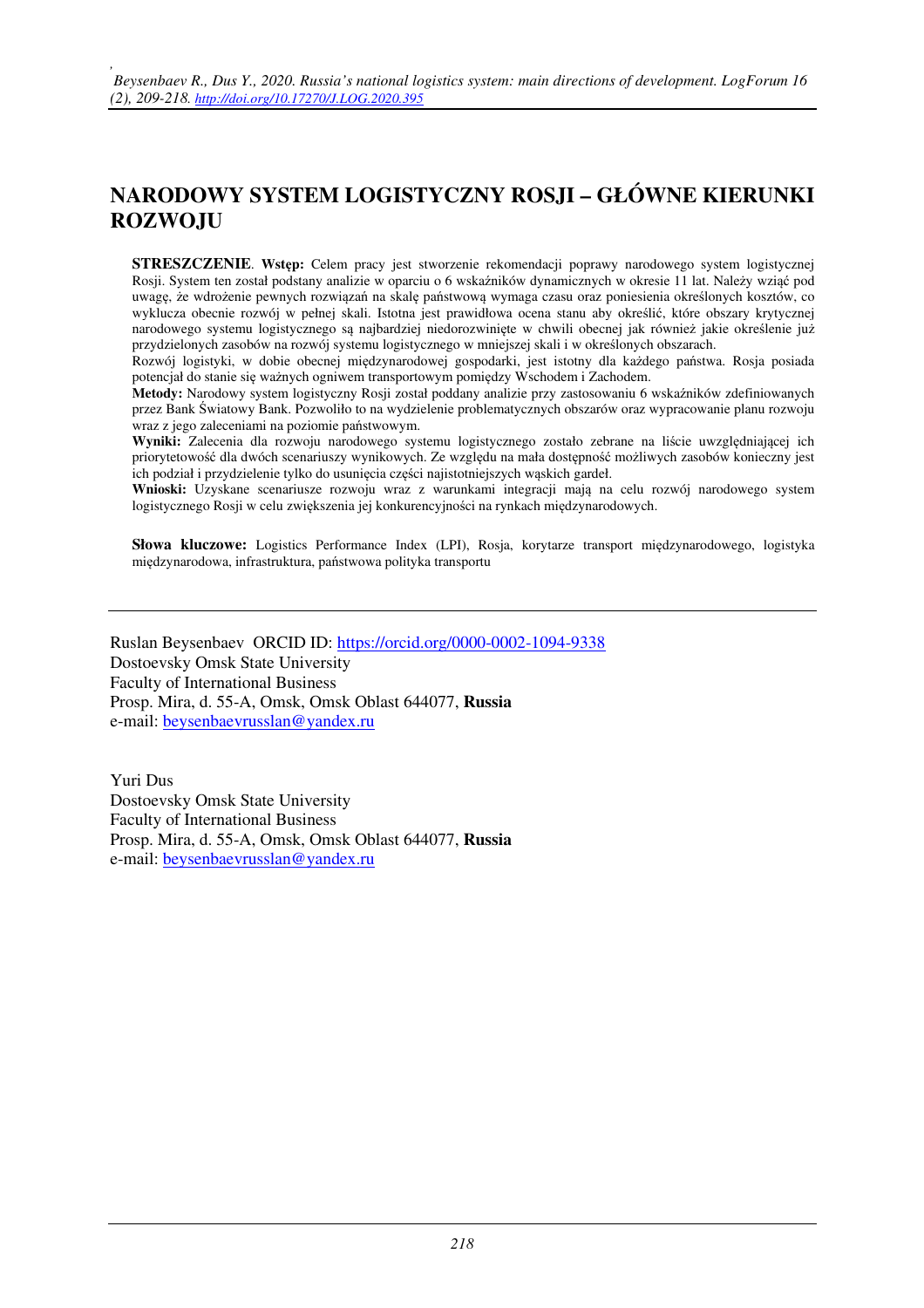# NARODOWY SYSTEM LOGISTYCZNY ROSJI – GŁÓWNE KIERUNKI ROZWOJU

**STRESZCZENIE**. **Wstęp:** Celem pracy jest stworzenie rekomendacji poprawy narodowego system logistycznej Rosji. System ten został podstany analizie w oparciu o 6 wskaźników dynamicznych w okresie 11 lat. Należy wziąć pod uwagę, że wdrożenie pewnych rozwiązań na skalę państwową wymaga czasu oraz poniesienia określonych kosztów, co wyklucza obecnie rozwój w pełnej skali. Istotna jest prawidłowa ocena stanu aby określić, które obszary krytycznej narodowego systemu logistycznego są najbardziej niedorozwinięte w chwili obecnej jak również jakie określenie już przydzielonych zasobów na rozwój systemu logistycznego w mniejszej skali i w określonych obszarach.

Rozwój logistyki, w dobie obecnej międzynarodowej gospodarki, jest istotny dla każdego państwa. Rosja posiada potencjał do stanie się ważnych ogniwem transportowym pomiędzy Wschodem i Zachodem.

**Metody:** Narodowy system logistyczny Rosji został poddany analizie przy zastosowaniu 6 wskaźników zdefiniowanych przez Bank Światowy Bank. Pozwoliło to na wydzielenie problematycznych obszarów oraz wypracowanie planu rozwoju wraz z jego zaleceniami na poziomie państwowym.

**Wyniki:** Zalecenia dla rozwoju narodowego systemu logistycznego zostało zebrane na liście uwzględniającej ich priorytetowość dla dwóch scenariuszy wynikowych. Ze względu na mała dostępność możliwych zasobów konieczny jest ich podział i przydzielenie tylko do usunięcia części najistotniejszych wąskich gardeł.

**Wnioski:** Uzyskane scenariusze rozwoju wraz z warunkami integracji mają na celu rozwój narodowego system logistycznego Rosji w celu zwiększenia jej konkurencyjności na rynkach międzynarodowych.

**Słowa kluczowe:** Logistics Performance Index (LPI), Rosja, korytarze transport międzynarodowego, logistyka międzynarodowa, infrastruktura, państwowa polityka transportu

---

Ruslan Beysenbaev ORCID ID: https://orcid.org/0000-0002-1094-9338
Dostoevsky Omsk State University
Faculty of International Business
Prosp. Mira, d. 55-A, Omsk, Omsk Oblast 644077, **Russia**
e-mail: beysenbaevrusslan@yandex.ru

Yuri Dus
Dostoevsky Omsk State University
Faculty of International Business
Prosp. Mira, d. 55-A, Omsk, Omsk Oblast 644077, **Russia**
e-mail: beysenbaevrusslan@yandex.ru